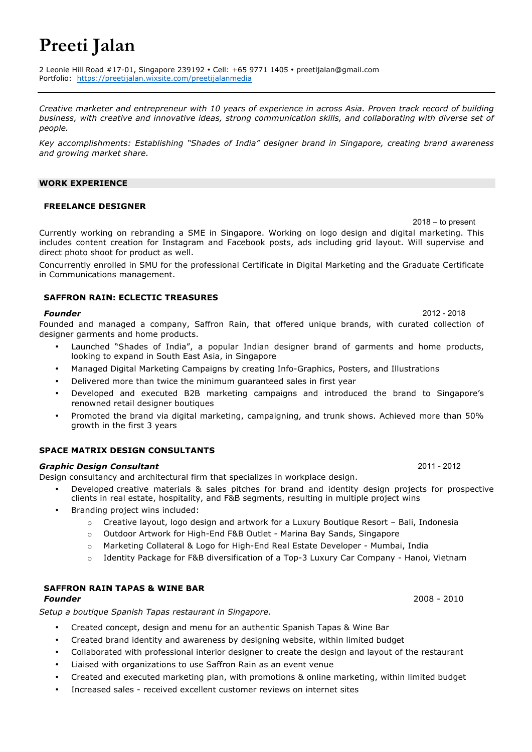# Preeti Jalan

2 Leonie Hill Road #17-01, Singapore 239192 • Cell: +65 9771 1405 • preetijalan@gmail.com
Portfolio: [https://preetijalan.wixsite.com/preetijalanmedia](https://preetijalan.wixsite.com/preetijalanmedia)

---

*Creative marketer and entrepreneur with 10 years of experience in across Asia. Proven track record of building business, with creative and innovative ideas, strong communication skills, and collaborating with diverse set of people.*

*Key accomplishments: Establishing "Shades of India" designer brand in Singapore, creating brand awareness and growing market share.*

## WORK EXPERIENCE

### FREELANCE DESIGNER

2018 – to present

Currently working on rebranding a SME in Singapore. Working on logo design and digital marketing. This includes content creation for Instagram and Facebook posts, ads including grid layout. Will supervise and direct photo shoot for product as well.

Concurrently enrolled in SMU for the professional Certificate in Digital Marketing and the Graduate Certificate in Communications management.

### SAFFRON RAIN: ECLECTIC TREASURES

***Founder*** 2012 - 2018

Founded and managed a company, Saffron Rain, that offered unique brands, with curated collection of designer garments and home products.

- Launched "Shades of India", a popular Indian designer brand of garments and home products, looking to expand in South East Asia, in Singapore
- Managed Digital Marketing Campaigns by creating Info-Graphics, Posters, and Illustrations
- Delivered more than twice the minimum guaranteed sales in first year
- Developed and executed B2B marketing campaigns and introduced the brand to Singapore's renowned retail designer boutiques
- Promoted the brand via digital marketing, campaigning, and trunk shows. Achieved more than 50% growth in the first 3 years

### SPACE MATRIX DESIGN CONSULTANTS

***Graphic Design Consultant*** 2011 - 2012

Design consultancy and architectural firm that specializes in workplace design.

- Developed creative materials & sales pitches for brand and identity design projects for prospective clients in real estate, hospitality, and F&B segments, resulting in multiple project wins
- Branding project wins included:
  - Creative layout, logo design and artwork for a Luxury Boutique Resort – Bali, Indonesia
  - Outdoor Artwork for High-End F&B Outlet - Marina Bay Sands, Singapore
  - Marketing Collateral & Logo for High-End Real Estate Developer - Mumbai, India
  - Identity Package for F&B diversification of a Top-3 Luxury Car Company - Hanoi, Vietnam

### SAFFRON RAIN TAPAS & WINE BAR

***Founder*** 2008 - 2010

*Setup a boutique Spanish Tapas restaurant in Singapore.*

- Created concept, design and menu for an authentic Spanish Tapas & Wine Bar
- Created brand identity and awareness by designing website, within limited budget
- Collaborated with professional interior designer to create the design and layout of the restaurant
- Liaised with organizations to use Saffron Rain as an event venue
- Created and executed marketing plan, with promotions & online marketing, within limited budget
- Increased sales - received excellent customer reviews on internet sites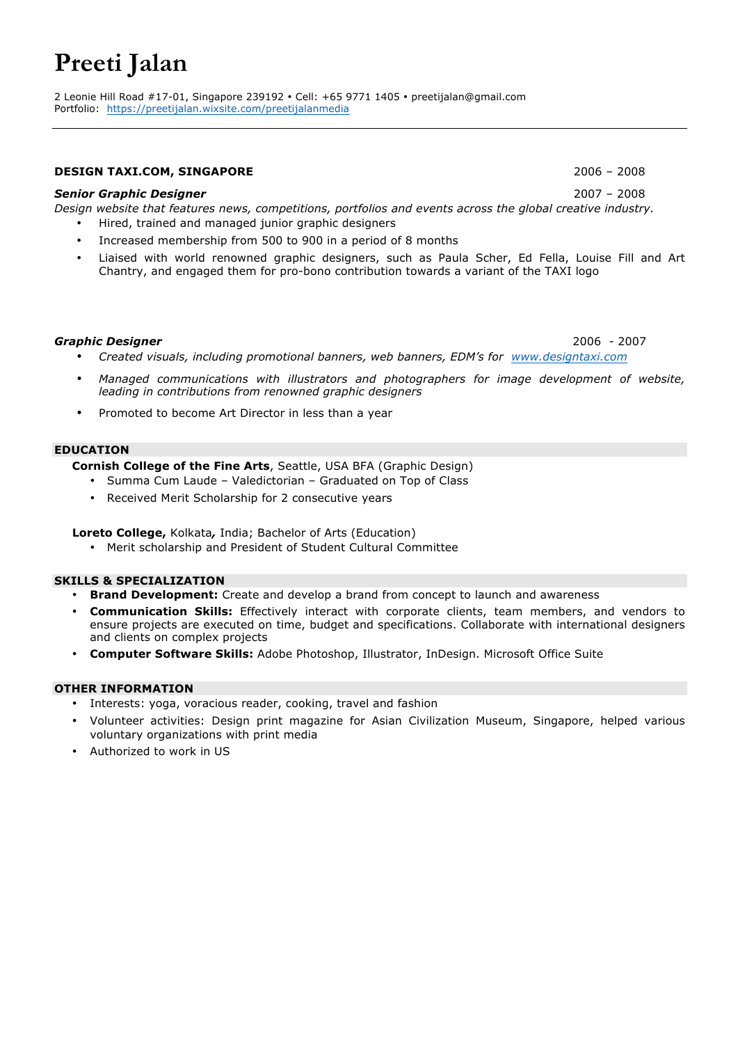# Preeti Jalan

2 Leonie Hill Road #17-01, Singapore 239192 • Cell: +65 9771 1405 • preetijalan@gmail.com
Portfolio: https://preetijalan.wixsite.com/preetijalanmedia

---

**DESIGN TAXI.COM, SINGAPORE** 2006 – 2008

***Senior Graphic Designer*** 2007 – 2008
*Design website that features news, competitions, portfolios and events across the global creative industry.*

- Hired, trained and managed junior graphic designers
- Increased membership from 500 to 900 in a period of 8 months
- Liaised with world renowned graphic designers, such as Paula Scher, Ed Fella, Louise Fill and Art Chantry, and engaged them for pro-bono contribution towards a variant of the TAXI logo

***Graphic Designer*** 2006 - 2007

- *Created visuals, including promotional banners, web banners, EDM's for www.designtaxi.com*
- *Managed communications with illustrators and photographers for image development of website, leading in contributions from renowned graphic designers*
- Promoted to become Art Director in less than a year

## EDUCATION

**Cornish College of the Fine Arts**, Seattle, USA BFA (Graphic Design)

- Summa Cum Laude – Valedictorian – Graduated on Top of Class
- Received Merit Scholarship for 2 consecutive years

**Loreto College,** Kolkata*,* India; Bachelor of Arts (Education)

- Merit scholarship and President of Student Cultural Committee

## SKILLS & SPECIALIZATION

- **Brand Development:** Create and develop a brand from concept to launch and awareness
- **Communication Skills:** Effectively interact with corporate clients, team members, and vendors to ensure projects are executed on time, budget and specifications. Collaborate with international designers and clients on complex projects
- **Computer Software Skills:** Adobe Photoshop, Illustrator, InDesign. Microsoft Office Suite

## OTHER INFORMATION

- Interests: yoga, voracious reader, cooking, travel and fashion
- Volunteer activities: Design print magazine for Asian Civilization Museum, Singapore, helped various voluntary organizations with print media
- Authorized to work in US